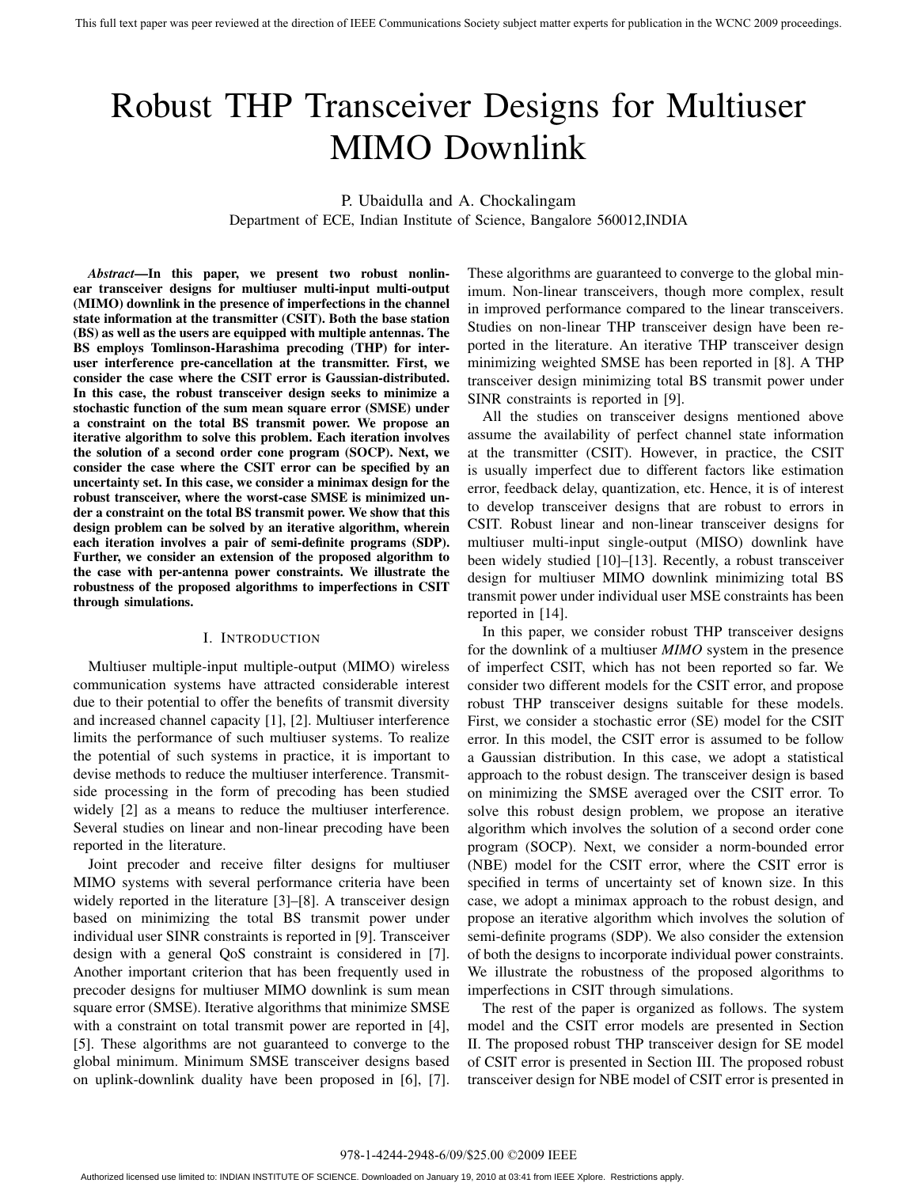# Robust THP Transceiver Designs for Multiuser MIMO Downlink

P. Ubaidulla and A. Chockalingam
Department of ECE, Indian Institute of Science, Bangalore 560012,INDIA

***Abstract*—In this paper, we present two robust nonlinear transceiver designs for multiuser multi-input multi-output (MIMO) downlink in the presence of imperfections in the channel state information at the transmitter (CSIT). Both the base station (BS) as well as the users are equipped with multiple antennas. The BS employs Tomlinson-Harashima precoding (THP) for interuser interference pre-cancellation at the transmitter. First, we consider the case where the CSIT error is Gaussian-distributed. In this case, the robust transceiver design seeks to minimize a stochastic function of the sum mean square error (SMSE) under a constraint on the total BS transmit power. We propose an iterative algorithm to solve this problem. Each iteration involves the solution of a second order cone program (SOCP). Next, we consider the case where the CSIT error can be specified by an uncertainty set. In this case, we consider a minimax design for the robust transceiver, where the worst-case SMSE is minimized under a constraint on the total BS transmit power. We show that this design problem can be solved by an iterative algorithm, wherein each iteration involves a pair of semi-definite programs (SDP). Further, we consider an extension of the proposed algorithm to the case with per-antenna power constraints. We illustrate the robustness of the proposed algorithms to imperfections in CSIT through simulations.**

## I. INTRODUCTION

Multiuser multiple-input multiple-output (MIMO) wireless communication systems have attracted considerable interest due to their potential to offer the benefits of transmit diversity and increased channel capacity [1], [2]. Multiuser interference limits the performance of such multiuser systems. To realize the potential of such systems in practice, it is important to devise methods to reduce the multiuser interference. Transmit-side processing in the form of precoding has been studied widely [2] as a means to reduce the multiuser interference. Several studies on linear and non-linear precoding have been reported in the literature.

Joint precoder and receive filter designs for multiuser MIMO systems with several performance criteria have been widely reported in the literature [3]–[8]. A transceiver design based on minimizing the total BS transmit power under individual user SINR constraints is reported in [9]. Transceiver design with a general QoS constraint is considered in [7]. Another important criterion that has been frequently used in precoder designs for multiuser MIMO downlink is sum mean square error (SMSE). Iterative algorithms that minimize SMSE with a constraint on total transmit power are reported in [4], [5]. These algorithms are not guaranteed to converge to the global minimum. Minimum SMSE transceiver designs based on uplink-downlink duality have been proposed in [6], [7]. These algorithms are guaranteed to converge to the global minimum. Non-linear transceivers, though more complex, result in improved performance compared to the linear transceivers. Studies on non-linear THP transceiver design have been reported in the literature. An iterative THP transceiver design minimizing weighted SMSE has been reported in [8]. A THP transceiver design minimizing total BS transmit power under SINR constraints is reported in [9].

All the studies on transceiver designs mentioned above assume the availability of perfect channel state information at the transmitter (CSIT). However, in practice, the CSIT is usually imperfect due to different factors like estimation error, feedback delay, quantization, etc. Hence, it is of interest to develop transceiver designs that are robust to errors in CSIT. Robust linear and non-linear transceiver designs for multiuser multi-input single-output (MISO) downlink have been widely studied [10]–[13]. Recently, a robust transceiver design for multiuser MIMO downlink minimizing total BS transmit power under individual user MSE constraints has been reported in [14].

In this paper, we consider robust THP transceiver designs for the downlink of a multiuser *MIMO* system in the presence of imperfect CSIT, which has not been reported so far. We consider two different models for the CSIT error, and propose robust THP transceiver designs suitable for these models. First, we consider a stochastic error (SE) model for the CSIT error. In this model, the CSIT error is assumed to be follow a Gaussian distribution. In this case, we adopt a statistical approach to the robust design. The transceiver design is based on minimizing the SMSE averaged over the CSIT error. To solve this robust design problem, we propose an iterative algorithm which involves the solution of a second order cone program (SOCP). Next, we consider a norm-bounded error (NBE) model for the CSIT error, where the CSIT error is specified in terms of uncertainty set of known size. In this case, we adopt a minimax approach to the robust design, and propose an iterative algorithm which involves the solution of semi-definite programs (SDP). We also consider the extension of both the designs to incorporate individual power constraints. We illustrate the robustness of the proposed algorithms to imperfections in CSIT through simulations.

The rest of the paper is organized as follows. The system model and the CSIT error models are presented in Section II. The proposed robust THP transceiver design for SE model of CSIT error is presented in Section III. The proposed robust transceiver design for NBE model of CSIT error is presented in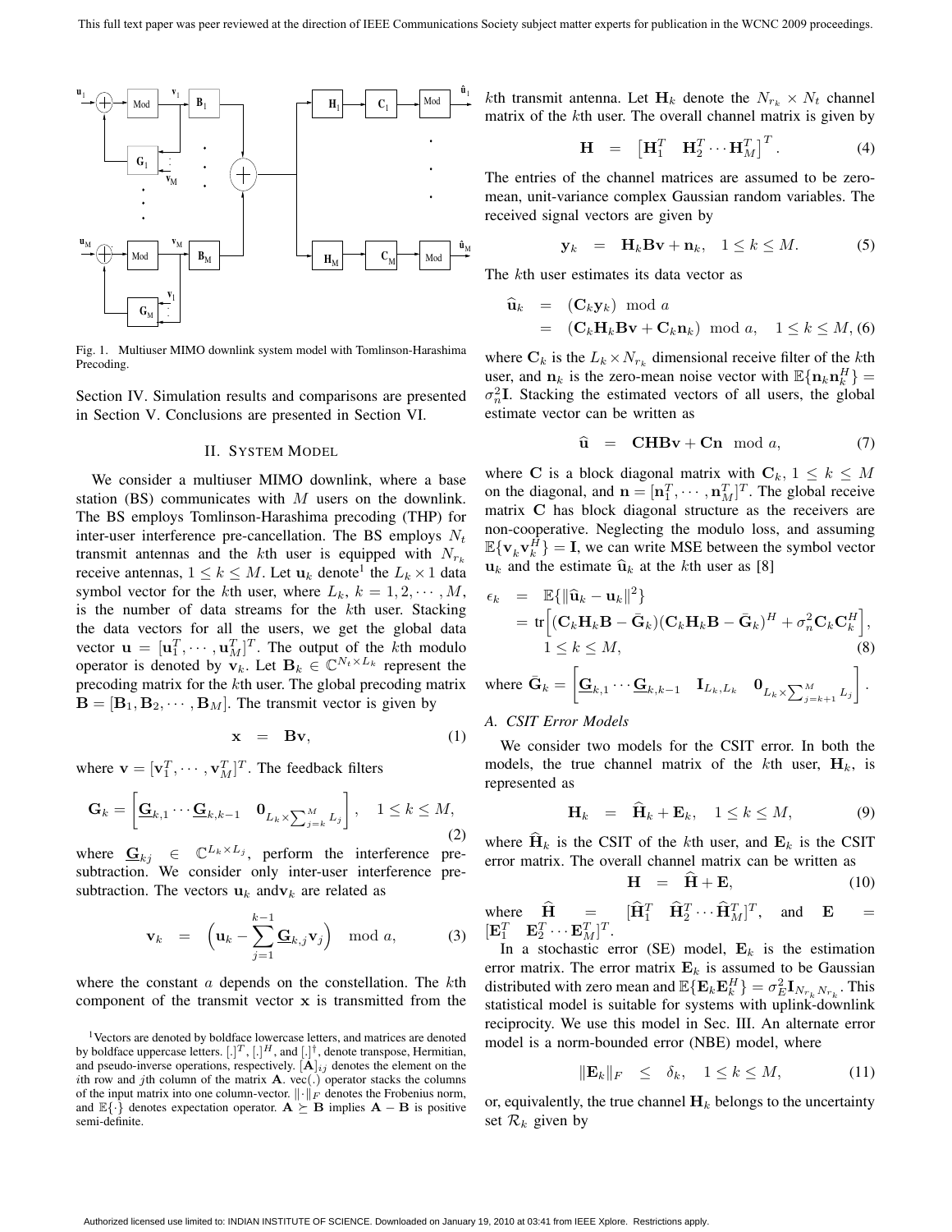Fig. 1. Multiuser MIMO downlink system model with Tomlinson-Harashima Precoding.

Section IV. Simulation results and comparisons are presented in Section V. Conclusions are presented in Section VI.

## II. System Model

We consider a multiuser MIMO downlink, where a base station (BS) communicates with $M$ users on the downlink. The BS employs Tomlinson-Harashima precoding (THP) for inter-user interference pre-cancellation. The BS employs $N_t$ transmit antennas and the $k$th user is equipped with $N_{r_k}$ receive antennas, $1 \leq k \leq M$. Let $\mathbf{u}_k$ denote[1] the $L_k \times 1$ data symbol vector for the $k$th user, where $L_k$, $k = 1, 2, \cdots, M$, is the number of data streams for the $k$th user. Stacking the data vectors for all the users, we get the global data vector $\mathbf{u} = [\mathbf{u}_1^T, \cdots, \mathbf{u}_M^T]^T$. The output of the $k$th modulo operator is denoted by $\mathbf{v}_k$. Let $\mathbf{B}_k \in \mathbb{C}^{N_t \times L_k}$ represent the precoding matrix for the $k$th user. The global precoding matrix $\mathbf{B} = [\mathbf{B}_1, \mathbf{B}_2, \cdots, \mathbf{B}_M]$. The transmit vector is given by

$$\mathbf{x} \quad = \quad \mathbf{B}\mathbf{v}, \tag{1}$$

where $\mathbf{v} = [\mathbf{v}_1^T, \cdots, \mathbf{v}_M^T]^T$. The feedback filters

$$\mathbf{G}_k = \left[ \underline{\mathbf{G}}_{k,1} \cdots \underline{\mathbf{G}}_{k,k-1} \quad \mathbf{0}_{L_k \times \sum_{j=k}^{M} L_j} \right], \quad 1 \leq k \leq M, \tag{2}$$

where $\underline{\mathbf{G}}_{kj} \in \mathbb{C}^{L_k \times L_j}$, perform the interference pre-subtraction. We consider only inter-user interference pre-cancellation. The vectors $\mathbf{u}_k$ and$\mathbf{v}_k$ are related as

$$\mathbf{v}_k \quad = \quad \Big( \mathbf{u}_k - \sum_{j=1}^{k-1} \underline{\mathbf{G}}_{k,j} \mathbf{v}_j \Big) \mod a, \tag{3}$$

where the constant $a$ depends on the constellation. The $k$th component of the transmit vector $\mathbf{x}$ is transmitted from the $k$th transmit antenna. Let $\mathbf{H}_k$ denote the $N_{r_k} \times N_t$ channel matrix of the $k$th user. The overall channel matrix is given by

$$\mathbf{H} \quad = \quad \begin{bmatrix} \mathbf{H}_1^T & \mathbf{H}_2^T \cdots \mathbf{H}_M^T \end{bmatrix}^T. \tag{4}$$

The entries of the channel matrices are assumed to be zero-mean, unit-variance complex Gaussian random variables. The received signal vectors are given by

$$\mathbf{y}_k \quad = \quad \mathbf{H}_k \mathbf{B}\mathbf{v} + \mathbf{n}_k, \quad 1 \leq k \leq M. \tag{5}$$

The $k$th user estimates its data vector as

$$\begin{aligned} \widehat{\mathbf{u}}_k \quad &= \quad (\mathbf{C}_k \mathbf{y}_k) \mod a \\ &= \quad (\mathbf{C}_k \mathbf{H}_k \mathbf{B}\mathbf{v} + \mathbf{C}_k \mathbf{n}_k) \mod a, \quad 1 \leq k \leq M, \end{aligned} \tag{6}$$

where $\mathbf{C}_k$ is the $L_k \times N_{r_k}$ dimensional receive filter of the $k$th user, and $\mathbf{n}_k$ is the zero-mean noise vector with $\mathbb{E}\{\mathbf{n}_k \mathbf{n}_k^H\} = \sigma_n^2 \mathbf{I}$. Stacking the estimated vectors of all users, the global estimate vector can be written as

$$\widehat{\mathbf{u}} \quad = \quad \mathbf{C}\mathbf{H}\mathbf{B}\mathbf{v} + \mathbf{C}\mathbf{n} \mod a, \tag{7}$$

where $\mathbf{C}$ is a block diagonal matrix with $\mathbf{C}_k$, $1 \leq k \leq M$ on the diagonal, and $\mathbf{n} = [\mathbf{n}_1^T, \cdots, \mathbf{n}_M^T]^T$. The global receive matrix $\mathbf{C}$ has block diagonal structure as the receivers are non-cooperative. Neglecting the modulo loss, and assuming $\mathbb{E}\{\mathbf{v}_k \mathbf{v}_k^H\} = \mathbf{I}$, we can write MSE between the symbol vector $\mathbf{u}_k$ and the estimate $\widehat{\mathbf{u}}_k$ at the $k$th user as [8]

$$\begin{aligned} \epsilon_k \quad &= \quad \mathbb{E}\{\|\widehat{\mathbf{u}}_k - \mathbf{u}_k\|^2\} \\ &= \text{tr}\Big[ (\mathbf{C}_k \mathbf{H}_k \mathbf{B} - \bar{\mathbf{G}}_k)(\mathbf{C}_k \mathbf{H}_k \mathbf{B} - \bar{\mathbf{G}}_k)^H + \sigma_n^2 \mathbf{C}_k \mathbf{C}_k^H \Big], \\ &\quad 1 \leq k \leq M, \end{aligned} \tag{8}$$

where $\bar{\mathbf{G}}_k = \left[ \underline{\mathbf{G}}_{k,1} \cdots \underline{\mathbf{G}}_{k,k-1} \quad \mathbf{I}_{L_k, L_k} \quad \mathbf{0}_{L_k \times \sum_{j=k+1}^{M} L_j} \right].$

### A. CSIT Error Models

We consider two models for the CSIT error. In both the models, the true channel matrix of the $k$th user, $\mathbf{H}_k$, is represented as

$$\mathbf{H}_k \quad = \quad \widehat{\mathbf{H}}_k + \mathbf{E}_k, \quad 1 \leq k \leq M, \tag{9}$$

where $\widehat{\mathbf{H}}_k$ is the CSIT of the $k$th user, and $\mathbf{E}_k$ is the CSIT error matrix. The overall channel matrix can be written as

$$\mathbf{H} \quad = \quad \widehat{\mathbf{H}} + \mathbf{E}, \tag{10}$$

where $\widehat{\mathbf{H}} = [\widehat{\mathbf{H}}_1^T \quad \widehat{\mathbf{H}}_2^T \cdots \widehat{\mathbf{H}}_M^T]^T$, and $\mathbf{E} = [\mathbf{E}_1^T \quad \mathbf{E}_2^T \cdots \mathbf{E}_M^T]^T$.

In a stochastic error (SE) model, $\mathbf{E}_k$ is the estimation error matrix. The error matrix $\mathbf{E}_k$ is assumed to be Gaussian distributed with zero mean and $\mathbb{E}\{\mathbf{E}_k \mathbf{E}_k^H\} = \sigma_E^2 \mathbf{I}_{N_{r_k} N_{r_k}}$. This statistical model is suitable for systems with uplink-downlink reciprocity. We use this model in Sec. III. An alternate error model is a norm-bounded error (NBE) model, where

$$\|\mathbf{E}_k\|_F \quad \leq \quad \delta_k, \quad 1 \leq k \leq M, \tag{11}$$

or, equivalently, the true channel $\mathbf{H}_k$ belongs to the uncertainty set $\mathcal{R}_k$ given by

[1] Vectors are denoted by boldface lowercase letters, and matrices are denoted by boldface uppercase letters. $[.]^T$, $[.]^H$, and $[.]^\dagger$, denote transpose, Hermitian, and pseudo-inverse operations, respectively. $[\mathbf{A}]_{ij}$ denotes the element on the $i$th row and $j$th column of the matrix $\mathbf{A}$. vec$(.)$ operator stacks the columns of the input matrix into one column-vector. $\|\cdot\|_F$ denotes the Frobenius norm, and $\mathbb{E}\{\cdot\}$ denotes expectation operator. $\mathbf{A} \succeq \mathbf{B}$ implies $\mathbf{A} - \mathbf{B}$ is positive semi-definite.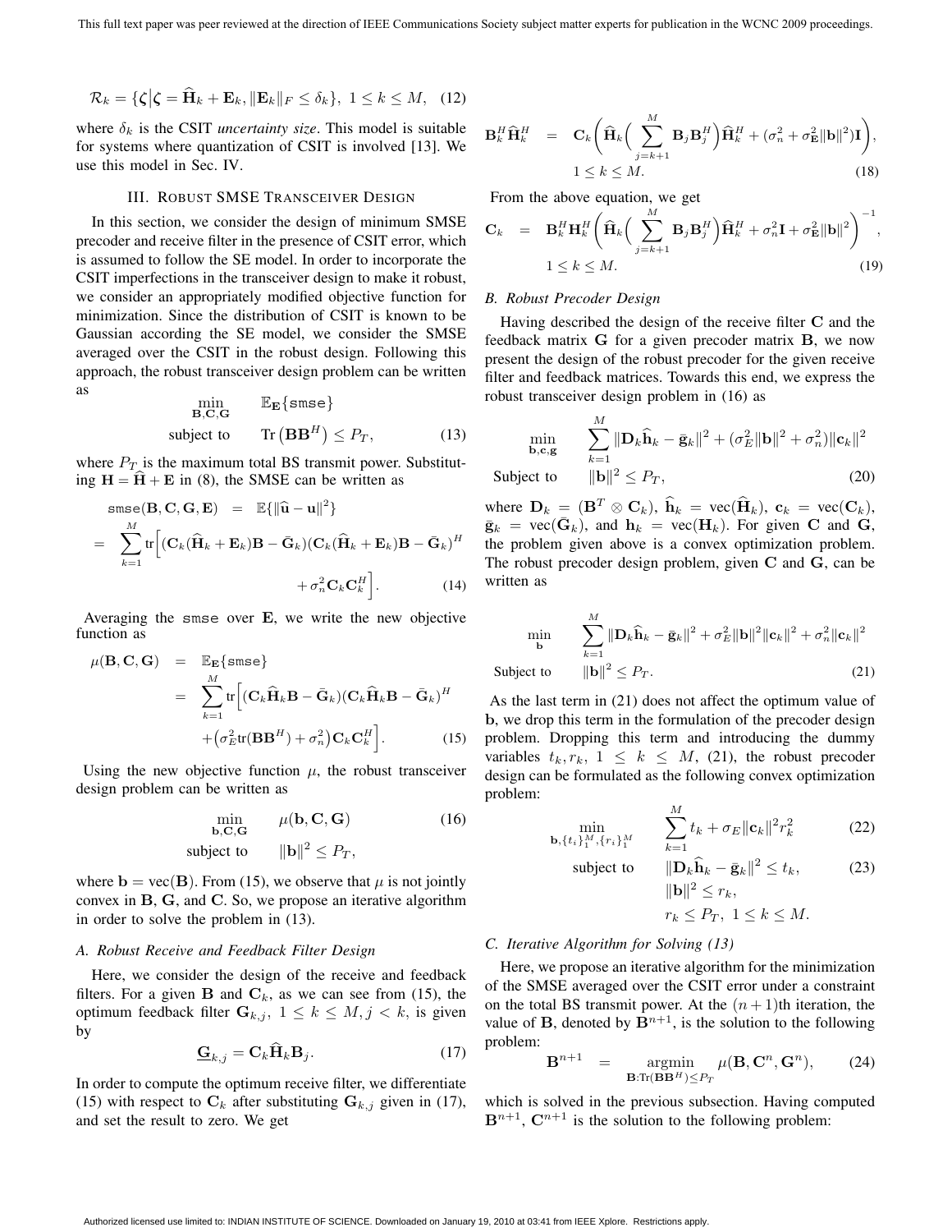$$\mathcal{R}_k = \{\boldsymbol{\zeta} \big| \boldsymbol{\zeta} = \widehat{\mathbf{H}}_k + \mathbf{E}_k, \|\mathbf{E}_k\|_F \leq \delta_k\},\ 1 \leq k \leq M, \quad (12)$$

where $\delta_k$ is the CSIT *uncertainty size*. This model is suitable for systems where quantization of CSIT is involved [13]. We use this model in Sec. IV.

## III. ROBUST SMSE TRANSCEIVER DESIGN

In this section, we consider the design of minimum SMSE precoder and receive filter in the presence of CSIT error, which is assumed to follow the SE model. In order to incorporate the CSIT imperfections in the transceiver design to make it robust, we consider an appropriately modified objective function for minimization. Since the distribution of CSIT is known to be Gaussian according the SE model, we consider the SMSE averaged over the CSIT in the robust design. Following this approach, the robust transceiver design problem can be written as

$$\begin{aligned} \min_{\mathbf{B},\mathbf{C},\mathbf{G}} \quad & \mathbb{E}_{\mathbf{E}}\{\mathtt{smse}\} \\ \text{subject to} \quad & \text{Tr}\left(\mathbf{B}\mathbf{B}^H\right) \leq P_T, \end{aligned} \quad (13)$$

where $P_T$ is the maximum total BS transmit power. Substituting $\mathbf{H} = \widehat{\mathbf{H}} + \mathbf{E}$ in (8), the SMSE can be written as

$$\begin{aligned} \mathtt{smse}(\mathbf{B},\mathbf{C},\mathbf{G},\mathbf{E}) &= \mathbb{E}\{\|\widehat{\mathbf{u}} - \mathbf{u}\|^2\} \\ = \sum_{k=1}^{M} \text{tr}\Big[&(\mathbf{C}_k(\widehat{\mathbf{H}}_k + \mathbf{E}_k)\mathbf{B} - \bar{\mathbf{G}}_k)(\mathbf{C}_k(\widehat{\mathbf{H}}_k + \mathbf{E}_k)\mathbf{B} - \bar{\mathbf{G}}_k)^H \\ &+ \sigma_n^2 \mathbf{C}_k\mathbf{C}_k^H\Big]. \end{aligned} \quad (14)$$

Averaging the smse over $\mathbf{E}$, we write the new objective function as

$$\begin{aligned} \mu(\mathbf{B},\mathbf{C},\mathbf{G}) &= \mathbb{E}_{\mathbf{E}}\{\mathtt{smse}\} \\ &= \sum_{k=1}^{M} \text{tr}\Big[(\mathbf{C}_k\widehat{\mathbf{H}}_k\mathbf{B} - \bar{\mathbf{G}}_k)(\mathbf{C}_k\widehat{\mathbf{H}}_k\mathbf{B} - \bar{\mathbf{G}}_k)^H \\ &\quad + \left(\sigma_E^2 \text{tr}(\mathbf{B}\mathbf{B}^H) + \sigma_n^2\right)\mathbf{C}_k\mathbf{C}_k^H\Big]. \end{aligned} \quad (15)$$

Using the new objective function $\mu$, the robust transceiver design problem can be written as

$$\begin{aligned} \min_{\mathbf{b},\mathbf{C},\mathbf{G}} \quad & \mu(\mathbf{b},\mathbf{C},\mathbf{G}) \\ \text{subject to} \quad & \|\mathbf{b}\|^2 \leq P_T, \end{aligned} \quad (16)$$

where $\mathbf{b} = \text{vec}(\mathbf{B})$. From (15), we observe that $\mu$ is not jointly convex in $\mathbf{B}$, $\mathbf{G}$, and $\mathbf{C}$. So, we propose an iterative algorithm in order to solve the problem in (13).

### A. Robust Receive and Feedback Filter Design

Here, we consider the design of the receive and feedback filters. For a given $\mathbf{B}$ and $\mathbf{C}_k$, as we can see from (15), the optimum feedback filter $\mathbf{G}_{k,j}$, $1 \leq k \leq M, j < k$, is given by

$$\underline{\mathbf{G}}_{k,j} = \mathbf{C}_k\widehat{\mathbf{H}}_k\mathbf{B}_j. \quad (17)$$

In order to compute the optimum receive filter, we differentiate (15) with respect to $\mathbf{C}_k$ after substituting $\mathbf{G}_{k,j}$ given in (17), and set the result to zero. We get

$$\begin{aligned} \mathbf{B}_k^H\widehat{\mathbf{H}}_k^H &= \mathbf{C}_k\bigg(\widehat{\mathbf{H}}_k\Big(\sum_{j=k+1}^{M}\mathbf{B}_j\mathbf{B}_j^H\Big)\widehat{\mathbf{H}}_k^H + (\sigma_n^2 + \sigma_{\mathbf{E}}^2\|\mathbf{b}\|^2)\mathbf{I}\bigg), \\ & 1 \leq k \leq M. \end{aligned} \quad (18)$$

From the above equation, we get

$$\begin{aligned} \mathbf{C}_k &= \mathbf{B}_k^H\mathbf{H}_k^H\bigg(\widehat{\mathbf{H}}_k\Big(\sum_{j=k+1}^{M}\mathbf{B}_j\mathbf{B}_j^H\Big)\widehat{\mathbf{H}}_k^H + \sigma_n^2\mathbf{I} + \sigma_{\mathbf{E}}^2\|\mathbf{b}\|^2\bigg)^{-1}, \\ & 1 \leq k \leq M. \end{aligned} \quad (19)$$

### B. Robust Precoder Design

Having described the design of the receive filter $\mathbf{C}$ and the feedback matrix $\mathbf{G}$ for a given precoder matrix $\mathbf{B}$, we now present the design of the robust precoder for the given receive filter and feedback matrices. Towards this end, we express the robust transceiver design problem in (16) as

$$\begin{aligned} \min_{\mathbf{b},\mathbf{c},\mathbf{g}} \quad & \sum_{k=1}^{M} \|\mathbf{D}_k\widehat{\mathbf{h}}_k - \bar{\mathbf{g}}_k\|^2 + (\sigma_E^2\|\mathbf{b}\|^2 + \sigma_n^2)\|\mathbf{c}_k\|^2 \\ \text{Subject to} \quad & \|\mathbf{b}\|^2 \leq P_T, \end{aligned} \quad (20)$$

where $\mathbf{D}_k = (\mathbf{B}^T \otimes \mathbf{C}_k)$, $\widehat{\mathbf{h}}_k = \text{vec}(\widehat{\mathbf{H}}_k)$, $\mathbf{c}_k = \text{vec}(\mathbf{C}_k)$, $\bar{\mathbf{g}}_k = \text{vec}(\bar{\mathbf{G}}_k)$, and $\mathbf{h}_k = \text{vec}(\mathbf{H}_k)$. For given $\mathbf{C}$ and $\mathbf{G}$, the problem given above is a convex optimization problem. The robust precoder design problem, given $\mathbf{C}$ and $\mathbf{G}$, can be written as

$$\begin{aligned} \min_{\mathbf{b}} \quad & \sum_{k=1}^{M} \|\mathbf{D}_k\widehat{\mathbf{h}}_k - \bar{\mathbf{g}}_k\|^2 + \sigma_E^2\|\mathbf{b}\|^2\|\mathbf{c}_k\|^2 + \sigma_n^2\|\mathbf{c}_k\|^2 \\ \text{Subject to} \quad & \|\mathbf{b}\|^2 \leq P_T. \end{aligned} \quad (21)$$

As the last term in (21) does not affect the optimum value of $\mathbf{b}$, we drop this term in the formulation of the precoder design problem. Dropping this term and introducing the dummy variables $t_k, r_k$, $1 \leq k \leq M$, (21), the robust precoder design can be formulated as the following convex optimization problem:

$$\min_{\mathbf{b},\{t_i\}_1^M,\{r_i\}_1^M} \quad \sum_{k=1}^{M} t_k + \sigma_E\|\mathbf{c}_k\|^2 r_k^2 \quad (22)$$

$$\begin{aligned} \text{subject to} \quad & \|\mathbf{D}_k\widehat{\mathbf{h}}_k - \bar{\mathbf{g}}_k\|^2 \leq t_k, \quad (23) \\ & \|\mathbf{b}\|^2 \leq r_k, \\ & r_k \leq P_T,\ 1 \leq k \leq M. \end{aligned}$$

### C. Iterative Algorithm for Solving (13)

Here, we propose an iterative algorithm for the minimization of the SMSE averaged over the CSIT error under a constraint on the total BS transmit power. At the $(n+1)$th iteration, the value of $\mathbf{B}$, denoted by $\mathbf{B}^{n+1}$, is the solution to the following problem:

$$\mathbf{B}^{n+1} = \underset{\mathbf{B}:\text{Tr}(\mathbf{B}\mathbf{B}^H) \leq P_T}{\text{argmin}} \ \mu(\mathbf{B},\mathbf{C}^n,\mathbf{G}^n), \quad (24)$$

which is solved in the previous subsection. Having computed $\mathbf{B}^{n+1}$, $\mathbf{C}^{n+1}$ is the solution to the following problem: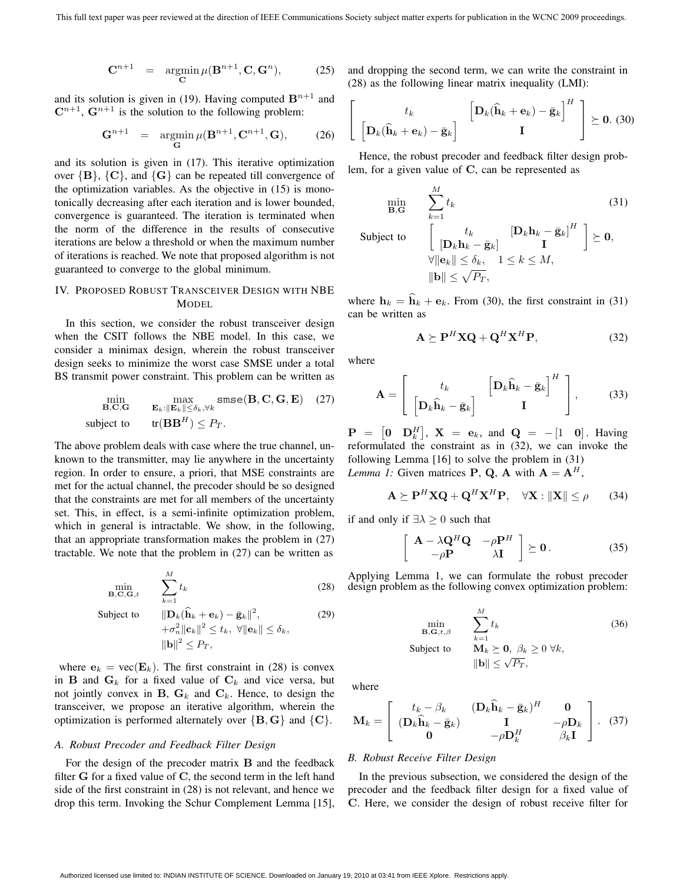$$\mathbf{C}^{n+1} = \underset{\mathbf{C}}{\operatorname{argmin}}\, \mu(\mathbf{B}^{n+1}, \mathbf{C}, \mathbf{G}^{n}), \tag{25}$$

and its solution is given in (19). Having computed $\mathbf{B}^{n+1}$ and $\mathbf{C}^{n+1}$, $\mathbf{G}^{n+1}$ is the solution to the following problem:

$$\mathbf{G}^{n+1} = \underset{\mathbf{G}}{\operatorname{argmin}}\, \mu(\mathbf{B}^{n+1}, \mathbf{C}^{n+1}, \mathbf{G}), \tag{26}$$

and its solution is given in (17). This iterative optimization over $\{\mathbf{B}\}$, $\{\mathbf{C}\}$, and $\{\mathbf{G}\}$ can be repeated till convergence of the optimization variables. As the objective in (15) is monotonically decreasing after each iteration and is lower bounded, convergence is guaranteed. The iteration is terminated when the norm of the difference in the results of consecutive iterations are below a threshold or when the maximum number of iterations is reached. We note that proposed algorithm is not guaranteed to converge to the global minimum.

## IV. Proposed Robust Transceiver Design with NBE Model

In this section, we consider the robust transceiver design when the CSIT follows the NBE model. In this case, we consider a minimax design, wherein the robust transceiver design seeks to minimize the worst case SMSE under a total BS transmit power constraint. This problem can be written as

$$\begin{aligned} \min_{\mathbf{B},\mathbf{C},\mathbf{G}} \quad & \max_{\mathbf{E}_k : \|\mathbf{E}_k\| \le \delta_k, \forall k} \mathtt{smse}(\mathbf{B}, \mathbf{C}, \mathbf{G}, \mathbf{E}) \\ \text{subject to} \quad & \operatorname{tr}(\mathbf{B}\mathbf{B}^H) \le P_T. \end{aligned} \tag{27}$$

The above problem deals with case where the true channel, unknown to the transmitter, may lie anywhere in the uncertainty region. In order to ensure, a priori, that MSE constraints are met for the actual channel, the precoder should be so designed that the constraints are met for all members of the uncertainty set. This, in effect, is a semi-infinite optimization problem, which in general is intractable. We show, in the following, that an appropriate transformation makes the problem in (27) tractable. We note that the problem in (27) can be written as

$$\min_{\mathbf{B},\mathbf{C},\mathbf{G},t} \quad \sum_{k=1}^{M} t_k \tag{28}$$

$$\begin{aligned} \text{Subject to} \quad & \|\mathbf{D}_k(\widehat{\mathbf{h}}_k + \mathbf{e}_k) - \bar{\mathbf{g}}_k\|^2, \\ & + \sigma_n^2 \|\mathbf{c}_k\|^2 \le t_k,\ \forall \|\mathbf{e}_k\| \le \delta_k, \\ & \|\mathbf{b}\|^2 \le P_T, \end{aligned} \tag{29}$$

where $\mathbf{e}_k = \operatorname{vec}(\mathbf{E}_k)$. The first constraint in (28) is convex in $\mathbf{B}$ and $\mathbf{G}_k$ for a fixed value of $\mathbf{C}_k$ and vice versa, but not jointly convex in $\mathbf{B}$, $\mathbf{G}_k$ and $\mathbf{C}_k$. Hence, to design the transceiver, we propose an iterative algorithm, wherein the optimization is performed alternately over $\{\mathbf{B}, \mathbf{G}\}$ and $\{\mathbf{C}\}$.

### A. Robust Precoder and Feedback Filter Design

For the design of the precoder matrix $\mathbf{B}$ and the feedback filter $\mathbf{G}$ for a fixed value of $\mathbf{C}$, the second term in the left hand side of the first constraint in (28) is not relevant, and hence we drop this term. Invoking the Schur Complement Lemma [15], and dropping the second term, we can write the constraint in (28) as the following linear matrix inequality (LMI):

$$\begin{bmatrix} t_k & \left[\mathbf{D}_k(\widehat{\mathbf{h}}_k + \mathbf{e}_k) - \bar{\mathbf{g}}_k\right]^H \\ \left[\mathbf{D}_k(\widehat{\mathbf{h}}_k + \mathbf{e}_k) - \bar{\mathbf{g}}_k\right] & \mathbf{I} \end{bmatrix} \succeq \mathbf{0}. \tag{30}$$

Hence, the robust precoder and feedback filter design problem, for a given value of $\mathbf{C}$, can be represented as

$$\begin{aligned} \min_{\mathbf{B},\mathbf{G}} \quad & \sum_{k=1}^{M} t_k \\ \text{Subject to} \quad & \begin{bmatrix} t_k & [\mathbf{D}_k \mathbf{h}_k - \bar{\mathbf{g}}_k]^H \\ [\mathbf{D}_k \mathbf{h}_k - \bar{\mathbf{g}}_k] & \mathbf{I} \end{bmatrix} \succeq \mathbf{0}, \\ & \forall \|\mathbf{e}_k\| \le \delta_k, \quad 1 \le k \le M, \\ & \|\mathbf{b}\| \le \sqrt{P_T}, \end{aligned} \tag{31}$$

where $\mathbf{h}_k = \widehat{\mathbf{h}}_k + \mathbf{e}_k$. From (30), the first constraint in (31) can be written as

$$\mathbf{A} \succeq \mathbf{P}^H \mathbf{X} \mathbf{Q} + \mathbf{Q}^H \mathbf{X}^H \mathbf{P}, \tag{32}$$

where

$$\mathbf{A} = \begin{bmatrix} t_k & \left[\mathbf{D}_k \widehat{\mathbf{h}}_k - \bar{\mathbf{g}}_k\right]^H \\ \left[\mathbf{D}_k \widehat{\mathbf{h}}_k - \bar{\mathbf{g}}_k\right] & \mathbf{I} \end{bmatrix}, \tag{33}$$

$\mathbf{P} = \begin{bmatrix} \mathbf{0} & \mathbf{D}_k^H \end{bmatrix}$, $\mathbf{X} = \mathbf{e}_k$, and $\mathbf{Q} = -\begin{bmatrix} 1 & \mathbf{0} \end{bmatrix}$. Having reformulated the constraint as in (32), we can invoke the following Lemma [16] to solve the problem in (31)

*Lemma 1:* Given matrices $\mathbf{P}$, $\mathbf{Q}$, $\mathbf{A}$ with $\mathbf{A} = \mathbf{A}^H$,

$$\mathbf{A} \succeq \mathbf{P}^H \mathbf{X} \mathbf{Q} + \mathbf{Q}^H \mathbf{X}^H \mathbf{P}, \quad \forall \mathbf{X} : \|\mathbf{X}\| \le \rho \tag{34}$$

if and only if $\exists \lambda \ge 0$ such that

$$\begin{bmatrix} \mathbf{A} - \lambda \mathbf{Q}^H \mathbf{Q} & -\rho \mathbf{P}^H \\ -\rho \mathbf{P} & \lambda \mathbf{I} \end{bmatrix} \succeq \mathbf{0}. \tag{35}$$

Applying Lemma 1, we can formulate the robust precoder design problem as the following convex optimization problem:

$$\begin{aligned} \min_{\mathbf{B},\mathbf{G},t,\beta} \quad & \sum_{k=1}^{M} t_k \\ \text{Subject to} \quad & \mathbf{M}_k \succeq \mathbf{0},\ \beta_k \ge 0\ \forall k, \\ & \|\mathbf{b}\| \le \sqrt{P_T}, \end{aligned} \tag{36}$$

where

$$\mathbf{M}_k = \begin{bmatrix} t_k - \beta_k & (\mathbf{D}_k \widehat{\mathbf{h}}_k - \bar{\mathbf{g}}_k)^H & \mathbf{0} \\ (\mathbf{D}_k \widehat{\mathbf{h}}_k - \bar{\mathbf{g}}_k) & \mathbf{I} & -\rho \mathbf{D}_k \\ \mathbf{0} & -\rho \mathbf{D}_k^H & \beta_k \mathbf{I} \end{bmatrix}. \tag{37}$$

### B. Robust Receive Filter Design

In the previous subsection, we considered the design of the precoder and the feedback filter design for a fixed value of $\mathbf{C}$. Here, we consider the design of robust receive filter for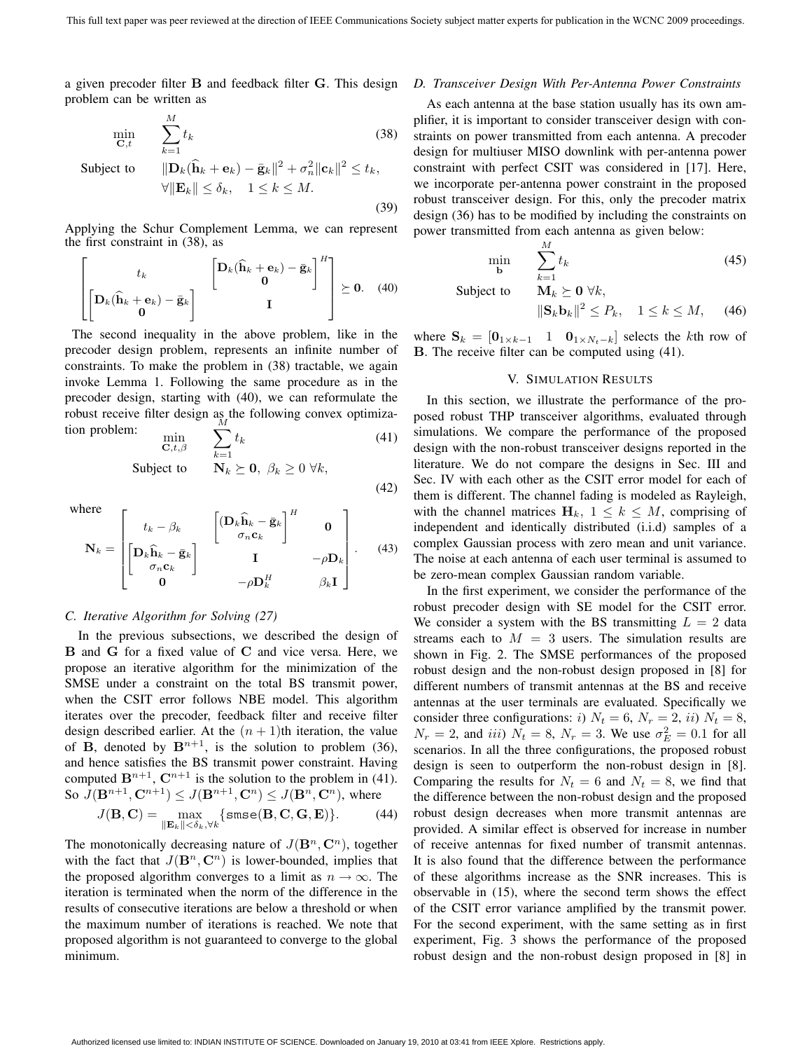a given precoder filter $\mathbf{B}$ and feedback filter $\mathbf{G}$. This design problem can be written as

$$\min_{\mathbf{C},t} \quad \sum_{k=1}^{M} t_k \tag{38}$$

$$\text{Subject to} \quad \|\mathbf{D}_k(\widehat{\mathbf{h}}_k + \mathbf{e}_k) - \bar{\mathbf{g}}_k\|^2 + \sigma_n^2\|\mathbf{c}_k\|^2 \leq t_k, \quad \forall\|\mathbf{E}_k\| \leq \delta_k, \quad 1 \leq k \leq M. \tag{39}$$

Applying the Schur Complement Lemma, we can represent the first constraint in (38), as

$$\begin{bmatrix} t_k & \begin{bmatrix} \mathbf{D}_k(\widehat{\mathbf{h}}_k + \mathbf{e}_k) - \bar{\mathbf{g}}_k \\ \mathbf{0} \end{bmatrix}^H \\ \begin{bmatrix} \mathbf{D}_k(\widehat{\mathbf{h}}_k + \mathbf{e}_k) - \bar{\mathbf{g}}_k \\ \mathbf{0} \end{bmatrix} & \mathbf{I} \end{bmatrix} \succeq \mathbf{0}. \tag{40}$$

The second inequality in the above problem, like in the precoder design problem, represents an infinite number of constraints. To make the problem in (38) tractable, we again invoke Lemma 1. Following the same procedure as in the precoder design, starting with (40), we can reformulate the robust receive filter design as the following convex optimization problem:

$$\min_{\mathbf{C},t,\beta} \quad \sum_{k=1}^{M} t_k \tag{41}$$

$$\text{Subject to} \quad \mathbf{N}_k \succeq \mathbf{0}, \ \beta_k \geq 0 \ \forall k, \tag{42}$$

where

$$\mathbf{N}_k = \begin{bmatrix} t_k - \beta_k & \begin{bmatrix} (\mathbf{D}_k\widehat{\mathbf{h}}_k - \bar{\mathbf{g}}_k \\ \sigma_n\mathbf{c}_k \end{bmatrix}^H & \mathbf{0} \\ \begin{bmatrix} \mathbf{D}_k\widehat{\mathbf{h}}_k - \bar{\mathbf{g}}_k \\ \sigma_n\mathbf{c}_k \end{bmatrix} & \mathbf{I} & -\rho\mathbf{D}_k \\ \mathbf{0} & -\rho\mathbf{D}_k^H & \beta_k\mathbf{I} \end{bmatrix}. \tag{43}$$

### C. Iterative Algorithm for Solving (27)

In the previous subsections, we described the design of $\mathbf{B}$ and $\mathbf{G}$ for a fixed value of $\mathbf{C}$ and vice versa. Here, we propose an iterative algorithm for the minimization of the SMSE under a constraint on the total BS transmit power, when the CSIT error follows NBE model. This algorithm iterates over the precoder, feedback filter and receive filter design described earlier. At the $(n+1)$th iteration, the value of $\mathbf{B}$, denoted by $\mathbf{B}^{n+1}$, is the solution to problem (36), and hence satisfies the BS transmit power constraint. Having computed $\mathbf{B}^{n+1}$, $\mathbf{C}^{n+1}$ is the solution to the problem in (41). So $J(\mathbf{B}^{n+1}, \mathbf{C}^{n+1}) \leq J(\mathbf{B}^{n+1}, \mathbf{C}^n) \leq J(\mathbf{B}^n, \mathbf{C}^n)$, where

$$J(\mathbf{B}, \mathbf{C}) = \max_{\|\mathbf{E}_k\| < \delta_k, \forall k} \{\mathtt{smse}(\mathbf{B}, \mathbf{C}, \mathbf{G}, \mathbf{E})\}. \tag{44}$$

The monotonically decreasing nature of $J(\mathbf{B}^n, \mathbf{C}^n)$, together with the fact that $J(\mathbf{B}^n, \mathbf{C}^n)$ is lower-bounded, implies that the proposed algorithm converges to a limit as $n \to \infty$. The iteration is terminated when the norm of the difference in the results of consecutive iterations are below a threshold or when the maximum number of iterations is reached. We note that proposed algorithm is not guaranteed to converge to the global minimum.

### D. Transceiver Design With Per-Antenna Power Constraints

As each antenna at the base station usually has its own amplifier, it is important to consider transceiver design with constraints on power transmitted from each antenna. A precoder design for multiuser MISO downlink with per-antenna power constraint with perfect CSIT was considered in [17]. Here, we incorporate per-antenna power constraint in the proposed robust transceiver design. For this, only the precoder matrix design (36) has to be modified by including the constraints on power transmitted from each antenna as given below:

$$\min_{\mathbf{b}} \quad \sum_{k=1}^{M} t_k \tag{45}$$

$$\text{Subject to} \quad \mathbf{M}_k \succeq \mathbf{0} \ \forall k, \quad \|\mathbf{S}_k\mathbf{b}_k\|^2 \leq P_k, \quad 1 \leq k \leq M, \tag{46}$$

where $\mathbf{S}_k = [\mathbf{0}_{1\times k-1} \quad 1 \quad \mathbf{0}_{1\times N_t-k}]$ selects the $k$th row of $\mathbf{B}$. The receive filter can be computed using (41).

## V. Simulation Results

In this section, we illustrate the performance of the proposed robust THP transceiver algorithms, evaluated through simulations. We compare the performance of the proposed design with the non-robust transceiver designs reported in the literature. We do not compare the designs in Sec. III and Sec. IV with each other as the CSIT error model for each of them is different. The channel fading is modeled as Rayleigh, with the channel matrices $\mathbf{H}_k$, $1 \leq k \leq M$, comprising of independent and identically distributed (i.i.d) samples of a complex Gaussian process with zero mean and unit variance. The noise at each antenna of each user terminal is assumed to be zero-mean complex Gaussian random variable.

In the first experiment, we consider the performance of the robust precoder design with SE model for the CSIT error. We consider a system with the BS transmitting $L = 2$ data streams each to $M = 3$ users. The simulation results are shown in Fig. 2. The SMSE performances of the proposed robust design and the non-robust design proposed in [8] for different numbers of transmit antennas at the BS and receive antennas at the user terminals are evaluated. Specifically we consider three configurations: *i)* $N_t = 6$, $N_r = 2$, *ii)* $N_t = 8$, $N_r = 2$, and *iii)* $N_t = 8$, $N_r = 3$. We use $\sigma_E^2 = 0.1$ for all scenarios. In all the three configurations, the proposed robust design is seen to outperform the non-robust design in [8]. Comparing the results for $N_t = 6$ and $N_t = 8$, we find that the difference between the non-robust design and the proposed robust design decreases when more transmit antennas are provided. A similar effect is observed for increase in number of receive antennas for fixed number of transmit antennas. It is also found that the difference between the performance of these algorithms increase as the SNR increases. This is observable in (15), where the second term shows the effect of the CSIT error variance amplified by the transmit power. For the second experiment, with the same setting as in first experiment, Fig. 3 shows the performance of the proposed robust design and the non-robust design proposed in [8] in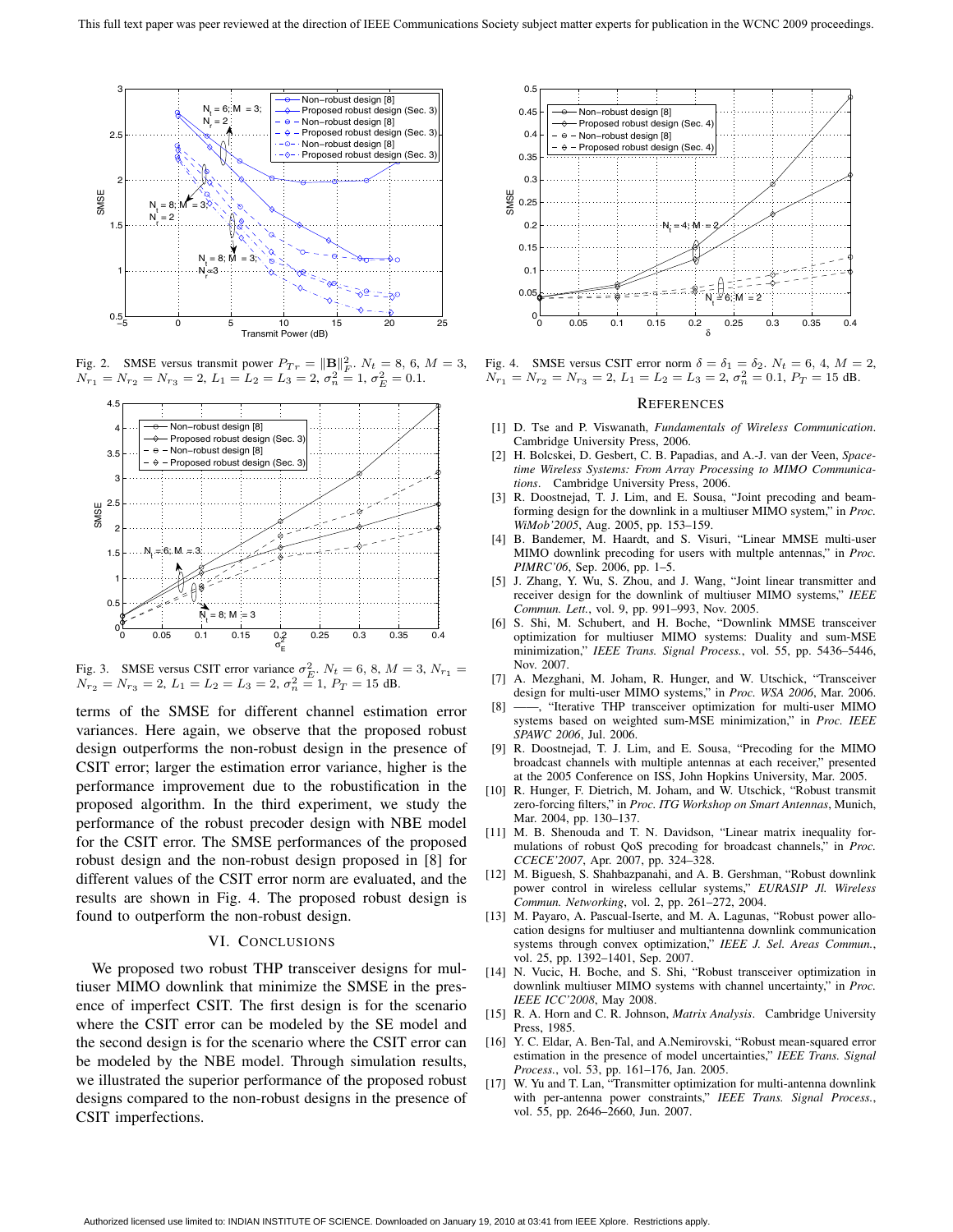Transmit Power (dB)

SMSE

N_t = 6; M = 3; N_r = 2

N_t = 8; M = 3; N_r = 2

N_t = 8; M = 3; N_r = 3

Non−robust design [8]

Proposed robust design (Sec. 3)

Non−robust design [8]

Proposed robust design (Sec. 3)

Non−robust design [8]

Proposed robust design (Sec. 3)

Fig. 2. SMSE versus transmit power $P_{Tr} = \|\mathbf{B}\|_F^2$. $N_t = 8, 6$, $M = 3$, $N_{r_1} = N_{r_2} = N_{r_3} = 2$, $L_1 = L_2 = L_3 = 2$, $\sigma_n^2 = 1$, $\sigma_E^2 = 0.1$.

$\sigma_E^2$

SMSE

N_t = 6; M = 3

N_t = 8; M = 3

Non−robust design [8]

Proposed robust design (Sec. 3)

Non−robust design [8]

Proposed robust design (Sec. 3)

Fig. 3. SMSE versus CSIT error variance $\sigma_E^2$. $N_t = 6, 8$, $M = 3$, $N_{r_1} = N_{r_2} = N_{r_3} = 2$, $L_1 = L_2 = L_3 = 2$, $\sigma_n^2 = 1$, $P_T = 15$ dB.

terms of the SMSE for different channel estimation error variances. Here again, we observe that the proposed robust design outperforms the non-robust design in the presence of CSIT error; larger the estimation error variance, higher is the performance improvement due to the robustification in the proposed algorithm. In the third experiment, we study the performance of the robust precoder design with NBE model for the CSIT error. The SMSE performances of the proposed robust design and the non-robust design proposed in [8] for different values of the CSIT error norm are evaluated, and the results are shown in Fig. 4. The proposed robust design is found to outperform the non-robust design.

## VI. Conclusions

We proposed two robust THP transceiver designs for multiuser MIMO downlink that minimize the SMSE in the presence of imperfect CSIT. The first design is for the scenario where the CSIT error can be modeled by the SE model and the second design is for the scenario where the CSIT error can be modeled by the NBE model. Through simulation results, we illustrated the superior performance of the proposed robust designs compared to the non-robust designs in the presence of CSIT imperfections.

$\delta$

SMSE

N_t = 4; M = 2

N_t = 6; M = 2

Non−robust design [8]

Proposed robust design (Sec. 4)

Non−robust design [8]

Proposed robust design (Sec. 4)

Fig. 4. SMSE versus CSIT error norm $\delta = \delta_1 = \delta_2$. $N_t = 6, 4$, $M = 2$, $N_{r_1} = N_{r_2} = N_{r_3} = 2$, $L_1 = L_2 = L_3 = 2$, $\sigma_n^2 = 0.1$, $P_T = 15$ dB.

## References

[1] D. Tse and P. Viswanath, *Fundamentals of Wireless Communication*. Cambridge University Press, 2006.

[2] H. Bolcskei, D. Gesbert, C. B. Papadias, and A.-J. van der Veen, *Space-time Wireless Systems: From Array Processing to MIMO Communications*. Cambridge University Press, 2006.

[3] R. Doostnejad, T. J. Lim, and E. Sousa, "Joint precoding and beamforming design for the downlink in a multiuser MIMO system," in *Proc. WiMob'2005*, Aug. 2005, pp. 153–159.

[4] B. Bandemer, M. Haardt, and S. Visuri, "Linear MMSE multi-user MIMO downlink precoding for users with multple antennas," in *Proc. PIMRC'06*, Sep. 2006, pp. 1–5.

[5] J. Zhang, Y. Wu, S. Zhou, and J. Wang, "Joint linear transmitter and receiver design for the downlink of multiuser MIMO systems," *IEEE Commun. Lett.*, vol. 9, pp. 991–993, Nov. 2005.

[6] S. Shi, M. Schubert, and H. Boche, "Downlink MMSE transceiver optimization for multiuser MIMO systems: Duality and sum-MSE minimization," *IEEE Trans. Signal Process.*, vol. 55, pp. 5436–5446, Nov. 2007.

[7] A. Mezghani, M. Joham, R. Hunger, and W. Utschick, "Transceiver design for multi-user MIMO systems," in *Proc. WSA 2006*, Mar. 2006.

[8] ——, "Iterative THP transceiver optimization for multi-user MIMO systems based on weighted sum-MSE minimization," in *Proc. IEEE SPAWC 2006*, Jul. 2006.

[9] R. Doostnejad, T. J. Lim, and E. Sousa, "Precoding for the MIMO broadcast channels with multiple antennas at each receiver," presented at the 2005 Conference on ISS, John Hopkins University, Mar. 2005.

[10] R. Hunger, F. Dietrich, M. Joham, and W. Utschick, "Robust transmit zero-forcing filters," in *Proc. ITG Workshop on Smart Antennas*, Munich, Mar. 2004, pp. 130–137.

[11] M. B. Shenouda and T. N. Davidson, "Linear matrix inequality formulations of robust QoS precoding for broadcast channels," in *Proc. CCECE'2007*, Apr. 2007, pp. 324–328.

[12] M. Biguesh, S. Shahbazpanahi, and A. B. Gershman, "Robust downlink power control in wireless cellular systems," *EURASIP Jl. Wireless Commun. Networking*, vol. 2, pp. 261–272, 2004.

[13] M. Payaro, A. Pascual-Iserte, and M. A. Lagunas, "Robust power allocation designs for multiuser and multiantenna downlink communication systems through convex optimization," *IEEE J. Sel. Areas Commun.*, vol. 25, pp. 1392–1401, Sep. 2007.

[14] N. Vucic, H. Boche, and S. Shi, "Robust transceiver optimization in downlink multiuser MIMO systems with channel uncertainty," in *Proc. IEEE ICC'2008*, May 2008.

[15] R. A. Horn and C. R. Johnson, *Matrix Analysis*. Cambridge University Press, 1985.

[16] Y. C. Eldar, A. Ben-Tal, and A.Nemirovski, "Robust mean-squared error estimation in the presence of model uncertainties," *IEEE Trans. Signal Process.*, vol. 53, pp. 161–176, Jan. 2005.

[17] W. Yu and T. Lan, "Transmitter optimization for multi-antenna downlink with per-antenna power constraints," *IEEE Trans. Signal Process.*, vol. 55, pp. 2646–2660, Jun. 2007.